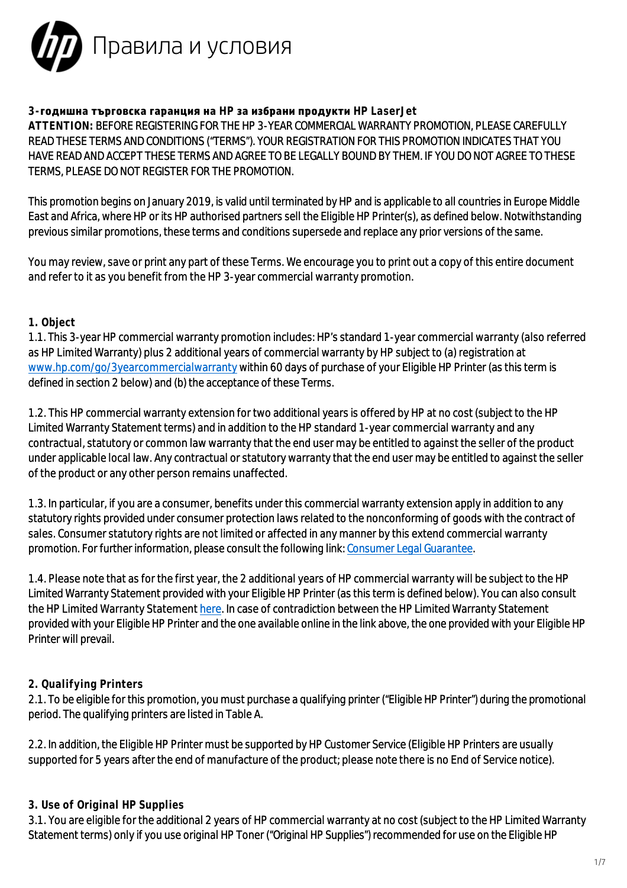# Правила и условия

**3-годишна търговска гаранция на HP за избрани продукти HP LaserJet**

**ATTENTION:** BEFORE REGISTERING FOR THE HP 3-YEAR COMMERCIAL WARRANTY PROMOTION, PLEASE CAREFULLY READ THESE TERMS AND CONDITIONS ("TERMS"). YOUR REGISTRATION FOR THIS PROMOTION INDICATES THAT YOU HAVE READ AND ACCEPT THESE TERMS AND AGREE TO BE LEGALLY BOUND BY THEM. IF YOU DO NOT AGREE TO THESE TERMS, PLEASE DO NOT REGISTER FOR THE PROMOTION.

This promotion begins on January 2019, is valid until terminated by HP and is applicable to all countries in Europe Middle East and Africa, where HP or its HP authorised partners sell the Eligible HP Printer(s), as defined below. Notwithstanding previous similar promotions, these terms and conditions supersede and replace any prior versions of the same.

You may review, save or print any part of these Terms. We encourage you to print out a copy of this entire document and refer to it as you benefit from the HP 3-year commercial warranty promotion.

## 1. Object

1.1. This 3-year HP commercial warranty promotion includes: HP's standard 1-year commercial warranty (also referred as HP Limited Warranty) plus 2 additional years of commercial warranty by HP subject to (a) registration at www.hp.com/go/3yearcommercialwarranty within 60 days of purchase of your Eligible HP Printer (as this term is defined in section 2 below) and (b) the acceptance of these Terms.

1.2. This HP commercial warranty extension for two additional years is offered by HP at no cost (subject to the HP Limited Warranty Statement terms) and in addition to the HP standard 1-year commercial warranty and any contractual, statutory or common law warranty that the end user may be entitled to against the seller of the product under applicable local law. Any contractual or statutory warranty that the end user may be entitled to against the seller of the product or any other person remains unaffected.

1.3. In particular, if you are a consumer, benefits under this commercial warranty extension apply in addition to any statutory rights provided under consumer protection laws related to the nonconforming of goods with the contract of sales. Consumer statutory rights are not limited or affected in any manner by this extend commercial warranty promotion. For further information, please consult the following link: Consumer Legal Guarantee.

1.4. Please note that as for the first year, the 2 additional years of HP commercial warranty will be subject to the HP Limited Warranty Statement provided with your Eligible HP Printer (as this term is defined below). You can also consult the HP Limited Warranty Statement here. In case of contradiction between the HP Limited Warranty Statement provided with your Eligible HP Printer and the one available online in the link above, the one provided with your Eligible HP Printer will prevail.

## 2. Qualifying Printers

2.1. To be eligible for this promotion, you must purchase a qualifying printer ("Eligible HP Printer") during the promotional period. The qualifying printers are listed in Table A.

2.2. In addition, the Eligible HP Printer must be supported by HP Customer Service (Eligible HP Printers are usually supported for 5 years after the end of manufacture of the product; please note there is no End of Service notice).

## 3. Use of Original HP Supplies

3.1. You are eligible for the additional 2 years of HP commercial warranty at no cost (subject to the HP Limited Warranty Statement terms) only if you use original HP Toner ("Original HP Supplies") recommended for use on the Eligible HP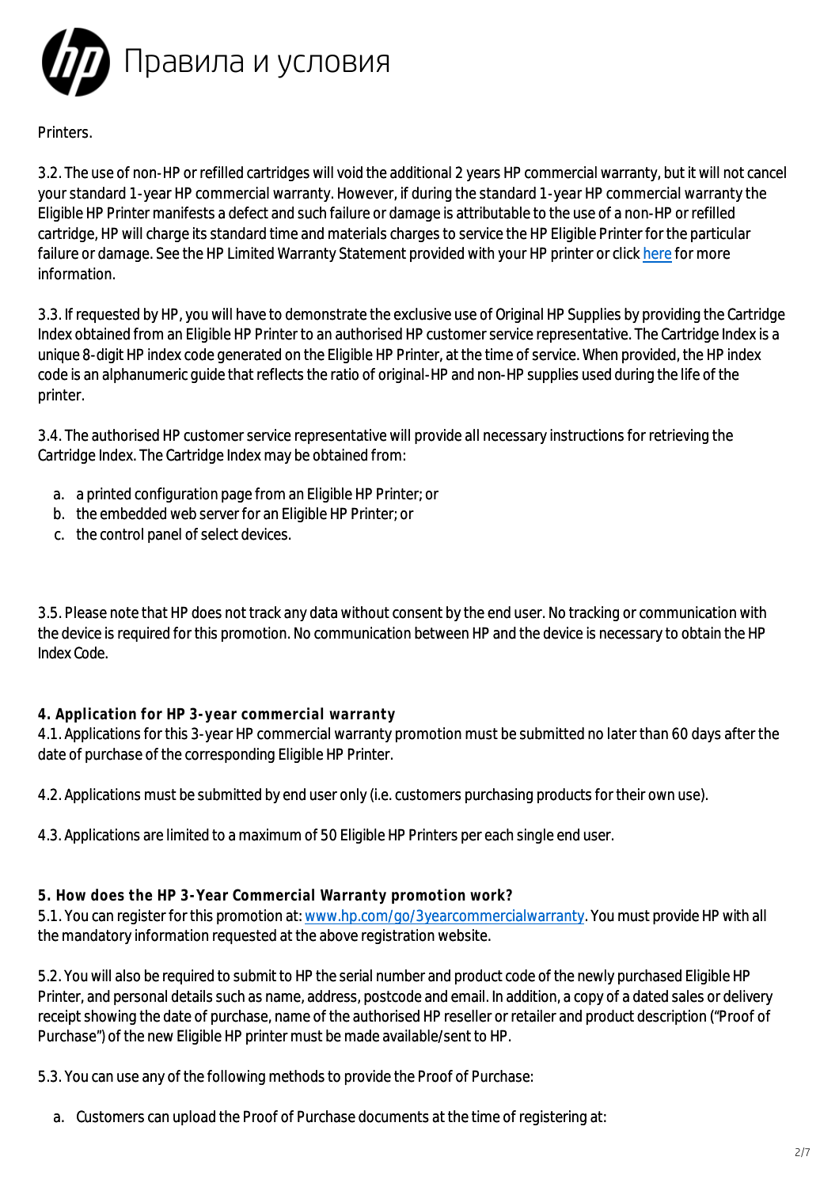Printers.

3.2. The use of non-HP or refilled cartridges will void the additional 2 years HP commercial warranty, but it will not cancel your standard 1-year HP commercial warranty. However, if during the standard 1-year HP commercial warranty the Eligible HP Printer manifests a defect and such failure or damage is attributable to the use of a non-HP or refilled cartridge, HP will charge its standard time and materials charges to service the HP Eligible Printer for the particular failure or damage. See the HP Limited Warranty Statement provided with your HP printer or click here for more information.

3.3. If requested by HP, you will have to demonstrate the exclusive use of Original HP Supplies by providing the Cartridge Index obtained from an Eligible HP Printer to an authorised HP customer service representative. The Cartridge Index is a unique 8-digit HP index code generated on the Eligible HP Printer, at the time of service. When provided, the HP index code is an alphanumeric guide that reflects the ratio of original-HP and non-HP supplies used during the life of the printer.

3.4. The authorised HP customer service representative will provide all necessary instructions for retrieving the Cartridge Index. The Cartridge Index may be obtained from:

a. a printed configuration page from an Eligible HP Printer; or
b. the embedded web server for an Eligible HP Printer; or
c. the control panel of select devices.

3.5. Please note that HP does not track any data without consent by the end user. No tracking or communication with the device is required for this promotion. No communication between HP and the device is necessary to obtain the HP Index Code.

**4. Application for HP 3-year commercial warranty**

4.1. Applications for this 3-year HP commercial warranty promotion must be submitted no later than 60 days after the date of purchase of the corresponding Eligible HP Printer.

4.2. Applications must be submitted by end user only (i.e. customers purchasing products for their own use).

4.3. Applications are limited to a maximum of 50 Eligible HP Printers per each single end user.

**5. How does the HP 3-Year Commercial Warranty promotion work?**

5.1. You can register for this promotion at: www.hp.com/go/3yearcommercialwarranty. You must provide HP with all the mandatory information requested at the above registration website.

5.2. You will also be required to submit to HP the serial number and product code of the newly purchased Eligible HP Printer, and personal details such as name, address, postcode and email. In addition, a copy of a dated sales or delivery receipt showing the date of purchase, name of the authorised HP reseller or retailer and product description ("Proof of Purchase") of the new Eligible HP printer must be made available/sent to HP.

5.3. You can use any of the following methods to provide the Proof of Purchase:

a. Customers can upload the Proof of Purchase documents at the time of registering at: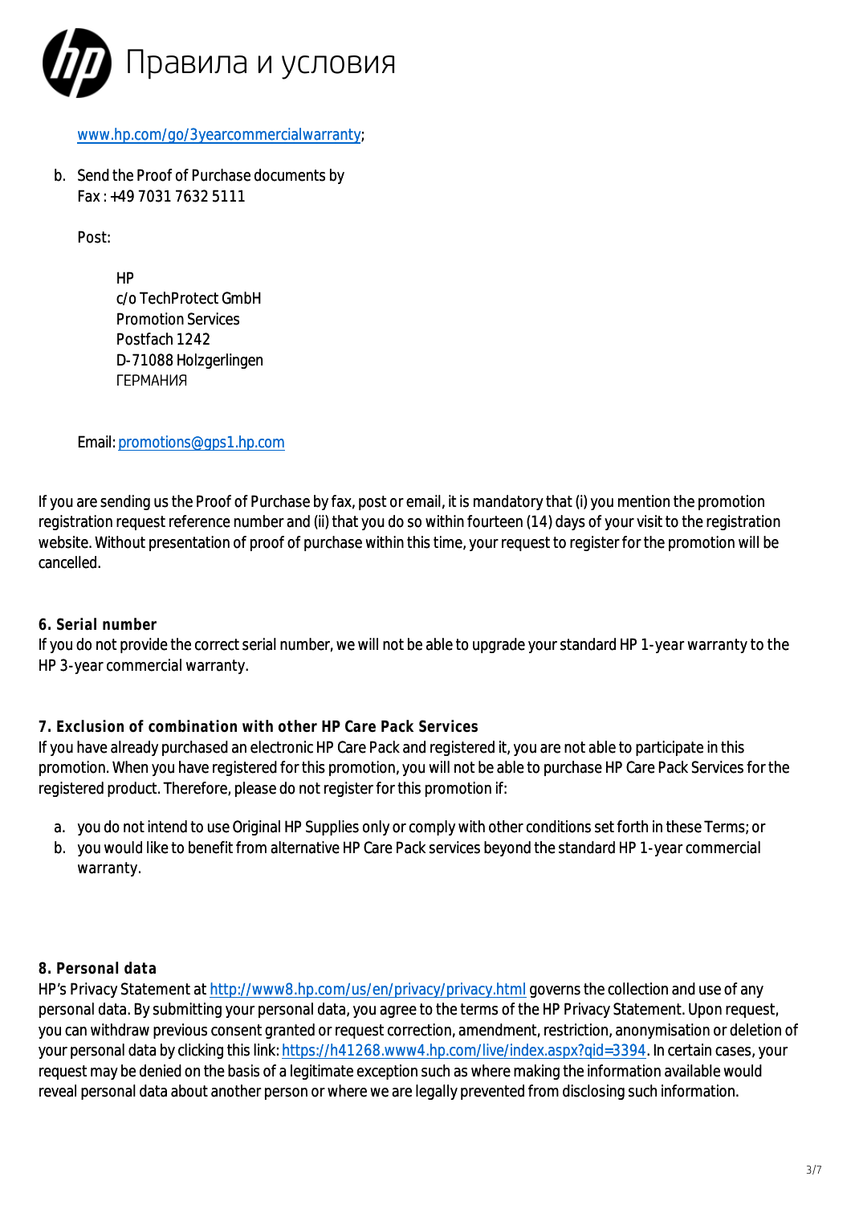www.hp.com/go/3yearcommercialwarranty;

b. Send the Proof of Purchase documents by
   Fax : +49 7031 7632 5111

   Post:

   HP
   c/o TechProtect GmbH
   Promotion Services
   Postfach 1242
   D-71088 Holzgerlingen
   ГЕРМАНИЯ

   Email: promotions@gps1.hp.com

If you are sending us the Proof of Purchase by fax, post or email, it is mandatory that (i) you mention the promotion registration request reference number and (ii) that you do so within fourteen (14) days of your visit to the registration website. Without presentation of proof of purchase within this time, your request to register for the promotion will be cancelled.

**6. Serial number**

If you do not provide the correct serial number, we will not be able to upgrade your standard HP 1-year warranty to the HP 3-year commercial warranty.

**7. Exclusion of combination with other HP Care Pack Services**

If you have already purchased an electronic HP Care Pack and registered it, you are not able to participate in this promotion. When you have registered for this promotion, you will not be able to purchase HP Care Pack Services for the registered product. Therefore, please do not register for this promotion if:

a. you do not intend to use Original HP Supplies only or comply with other conditions set forth in these Terms; or
b. you would like to benefit from alternative HP Care Pack services beyond the standard HP 1-year commercial warranty.

**8. Personal data**

HP's Privacy Statement at http://www8.hp.com/us/en/privacy/privacy.html governs the collection and use of any personal data. By submitting your personal data, you agree to the terms of the HP Privacy Statement. Upon request, you can withdraw previous consent granted or request correction, amendment, restriction, anonymisation or deletion of your personal data by clicking this link: https://h41268.www4.hp.com/live/index.aspx?qid=3394. In certain cases, your request may be denied on the basis of a legitimate exception such as where making the information available would reveal personal data about another person or where we are legally prevented from disclosing such information.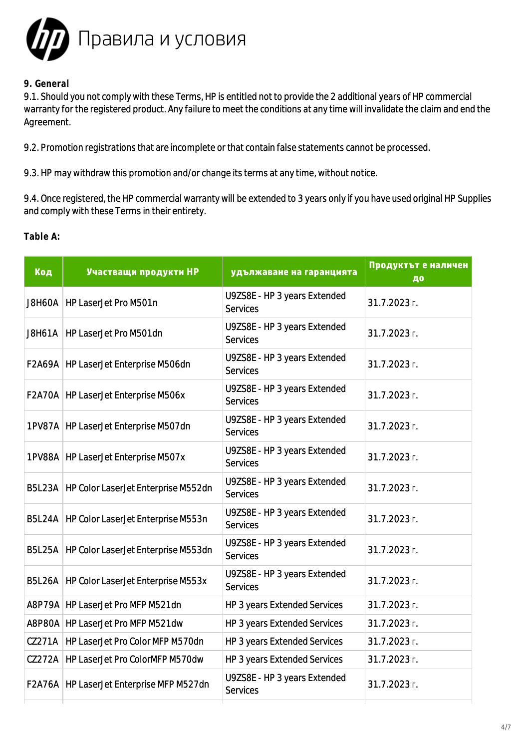# Правила и условия

**9. General**

9.1. Should you not comply with these Terms, HP is entitled not to provide the 2 additional years of HP commercial warranty for the registered product. Any failure to meet the conditions at any time will invalidate the claim and end the Agreement.

9.2. Promotion registrations that are incomplete or that contain false statements cannot be processed.

9.3. HP may withdraw this promotion and/or change its terms at any time, without notice.

9.4. Once registered, the HP commercial warranty will be extended to 3 years only if you have used original HP Supplies and comply with these Terms in their entirety.

**Table A:**

| Код | Участващи продукти HP | удължаване на гаранцията | Продуктът е наличен до |
|---|---|---|---|
| J8H60A | HP LaserJet Pro M501n | U9ZS8E - HP 3 years Extended Services | 31.7.2023 г. |
| J8H61A | HP LaserJet Pro M501dn | U9ZS8E - HP 3 years Extended Services | 31.7.2023 г. |
| F2A69A | HP LaserJet Enterprise M506dn | U9ZS8E - HP 3 years Extended Services | 31.7.2023 г. |
| F2A70A | HP LaserJet Enterprise M506x | U9ZS8E - HP 3 years Extended Services | 31.7.2023 г. |
| 1PV87A | HP LaserJet Enterprise M507dn | U9ZS8E - HP 3 years Extended Services | 31.7.2023 г. |
| 1PV88A | HP LaserJet Enterprise M507x | U9ZS8E - HP 3 years Extended Services | 31.7.2023 г. |
| B5L23A | HP Color LaserJet Enterprise M552dn | U9ZS8E - HP 3 years Extended Services | 31.7.2023 г. |
| B5L24A | HP Color LaserJet Enterprise M553n | U9ZS8E - HP 3 years Extended Services | 31.7.2023 г. |
| B5L25A | HP Color LaserJet Enterprise M553dn | U9ZS8E - HP 3 years Extended Services | 31.7.2023 г. |
| B5L26A | HP Color LaserJet Enterprise M553x | U9ZS8E - HP 3 years Extended Services | 31.7.2023 г. |
| A8P79A | HP LaserJet Pro MFP M521dn | HP 3 years Extended Services | 31.7.2023 г. |
| A8P80A | HP LaserJet Pro MFP M521dw | HP 3 years Extended Services | 31.7.2023 г. |
| CZ271A | HP LaserJet Pro Color MFP M570dn | HP 3 years Extended Services | 31.7.2023 г. |
| CZ272A | HP LaserJet Pro ColorMFP M570dw | HP 3 years Extended Services | 31.7.2023 г. |
| F2A76A | HP LaserJet Enterprise MFP M527dn | U9ZS8E - HP 3 years Extended Services | 31.7.2023 г. |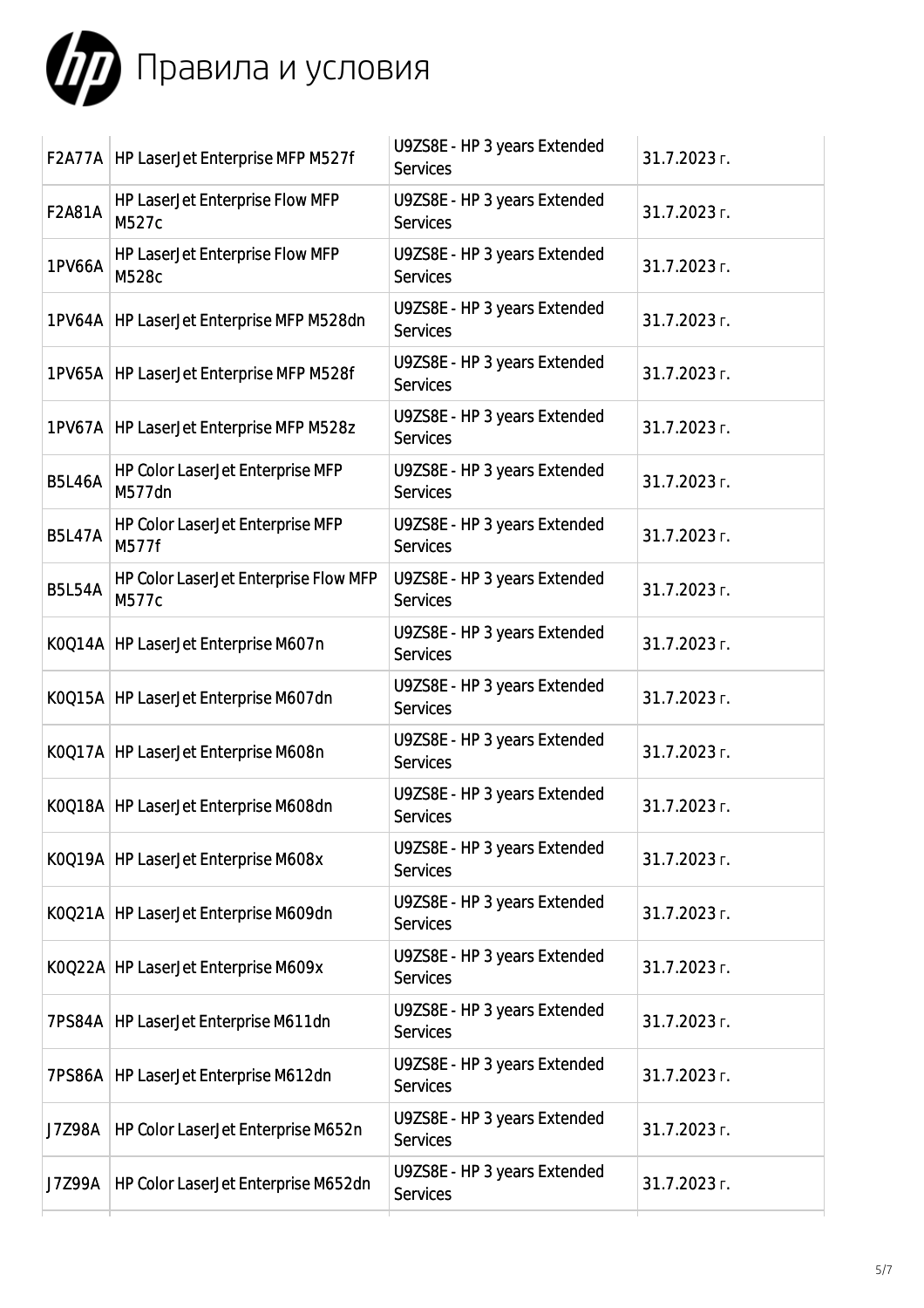# Правила и условия

| | | | |
|---|---|---|---|
| F2A77A | HP LaserJet Enterprise MFP M527f | U9ZS8E - HP 3 years Extended Services | 31.7.2023 г. |
| F2A81A | HP LaserJet Enterprise Flow MFP M527c | U9ZS8E - HP 3 years Extended Services | 31.7.2023 г. |
| 1PV66A | HP LaserJet Enterprise Flow MFP M528c | U9ZS8E - HP 3 years Extended Services | 31.7.2023 г. |
| 1PV64A | HP LaserJet Enterprise MFP M528dn | U9ZS8E - HP 3 years Extended Services | 31.7.2023 г. |
| 1PV65A | HP LaserJet Enterprise MFP M528f | U9ZS8E - HP 3 years Extended Services | 31.7.2023 г. |
| 1PV67A | HP LaserJet Enterprise MFP M528z | U9ZS8E - HP 3 years Extended Services | 31.7.2023 г. |
| B5L46A | HP Color LaserJet Enterprise MFP M577dn | U9ZS8E - HP 3 years Extended Services | 31.7.2023 г. |
| B5L47A | HP Color LaserJet Enterprise MFP M577f | U9ZS8E - HP 3 years Extended Services | 31.7.2023 г. |
| B5L54A | HP Color LaserJet Enterprise Flow MFP M577c | U9ZS8E - HP 3 years Extended Services | 31.7.2023 г. |
| K0Q14A | HP LaserJet Enterprise M607n | U9ZS8E - HP 3 years Extended Services | 31.7.2023 г. |
| K0Q15A | HP LaserJet Enterprise M607dn | U9ZS8E - HP 3 years Extended Services | 31.7.2023 г. |
| K0Q17A | HP LaserJet Enterprise M608n | U9ZS8E - HP 3 years Extended Services | 31.7.2023 г. |
| K0Q18A | HP LaserJet Enterprise M608dn | U9ZS8E - HP 3 years Extended Services | 31.7.2023 г. |
| K0Q19A | HP LaserJet Enterprise M608x | U9ZS8E - HP 3 years Extended Services | 31.7.2023 г. |
| K0Q21A | HP LaserJet Enterprise M609dn | U9ZS8E - HP 3 years Extended Services | 31.7.2023 г. |
| K0Q22A | HP LaserJet Enterprise M609x | U9ZS8E - HP 3 years Extended Services | 31.7.2023 г. |
| 7PS84A | HP LaserJet Enterprise M611dn | U9ZS8E - HP 3 years Extended Services | 31.7.2023 г. |
| 7PS86A | HP LaserJet Enterprise M612dn | U9ZS8E - HP 3 years Extended Services | 31.7.2023 г. |
| J7Z98A | HP Color LaserJet Enterprise M652n | U9ZS8E - HP 3 years Extended Services | 31.7.2023 г. |
| J7Z99A | HP Color LaserJet Enterprise M652dn | U9ZS8E - HP 3 years Extended Services | 31.7.2023 г. |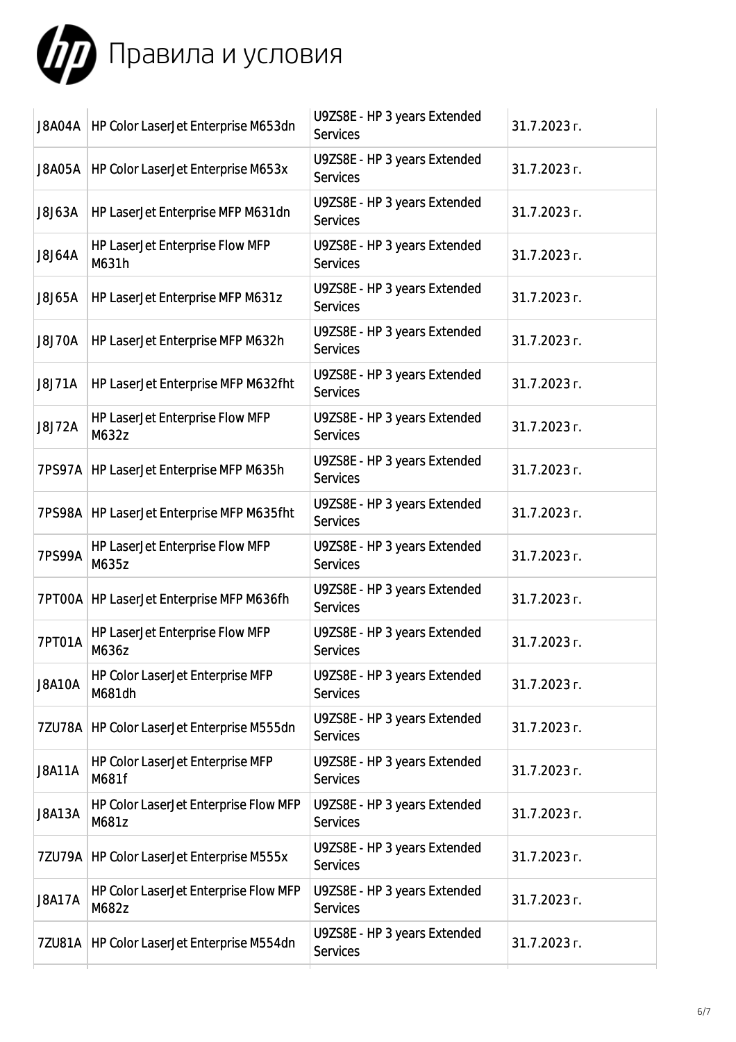# Правила и условия

| | | | |
|---|---|---|---|
| J8A04A | HP Color LaserJet Enterprise M653dn | U9ZS8E - HP 3 years Extended Services | 31.7.2023 г. |
| J8A05A | HP Color LaserJet Enterprise M653x | U9ZS8E - HP 3 years Extended Services | 31.7.2023 г. |
| J8J63A | HP LaserJet Enterprise MFP M631dn | U9ZS8E - HP 3 years Extended Services | 31.7.2023 г. |
| J8J64A | HP LaserJet Enterprise Flow MFP M631h | U9ZS8E - HP 3 years Extended Services | 31.7.2023 г. |
| J8J65A | HP LaserJet Enterprise MFP M631z | U9ZS8E - HP 3 years Extended Services | 31.7.2023 г. |
| J8J70A | HP LaserJet Enterprise MFP M632h | U9ZS8E - HP 3 years Extended Services | 31.7.2023 г. |
| J8J71A | HP LaserJet Enterprise MFP M632fht | U9ZS8E - HP 3 years Extended Services | 31.7.2023 г. |
| J8J72A | HP LaserJet Enterprise Flow MFP M632z | U9ZS8E - HP 3 years Extended Services | 31.7.2023 г. |
| 7PS97A | HP LaserJet Enterprise MFP M635h | U9ZS8E - HP 3 years Extended Services | 31.7.2023 г. |
| 7PS98A | HP LaserJet Enterprise MFP M635fht | U9ZS8E - HP 3 years Extended Services | 31.7.2023 г. |
| 7PS99A | HP LaserJet Enterprise Flow MFP M635z | U9ZS8E - HP 3 years Extended Services | 31.7.2023 г. |
| 7PT00A | HP LaserJet Enterprise MFP M636fh | U9ZS8E - HP 3 years Extended Services | 31.7.2023 г. |
| 7PT01A | HP LaserJet Enterprise Flow MFP M636z | U9ZS8E - HP 3 years Extended Services | 31.7.2023 г. |
| J8A10A | HP Color LaserJet Enterprise MFP M681dh | U9ZS8E - HP 3 years Extended Services | 31.7.2023 г. |
| 7ZU78A | HP Color LaserJet Enterprise M555dn | U9ZS8E - HP 3 years Extended Services | 31.7.2023 г. |
| J8A11A | HP Color LaserJet Enterprise MFP M681f | U9ZS8E - HP 3 years Extended Services | 31.7.2023 г. |
| J8A13A | HP Color LaserJet Enterprise Flow MFP M681z | U9ZS8E - HP 3 years Extended Services | 31.7.2023 г. |
| 7ZU79A | HP Color LaserJet Enterprise M555x | U9ZS8E - HP 3 years Extended Services | 31.7.2023 г. |
| J8A17A | HP Color LaserJet Enterprise Flow MFP M682z | U9ZS8E - HP 3 years Extended Services | 31.7.2023 г. |
| 7ZU81A | HP Color LaserJet Enterprise M554dn | U9ZS8E - HP 3 years Extended Services | 31.7.2023 г. |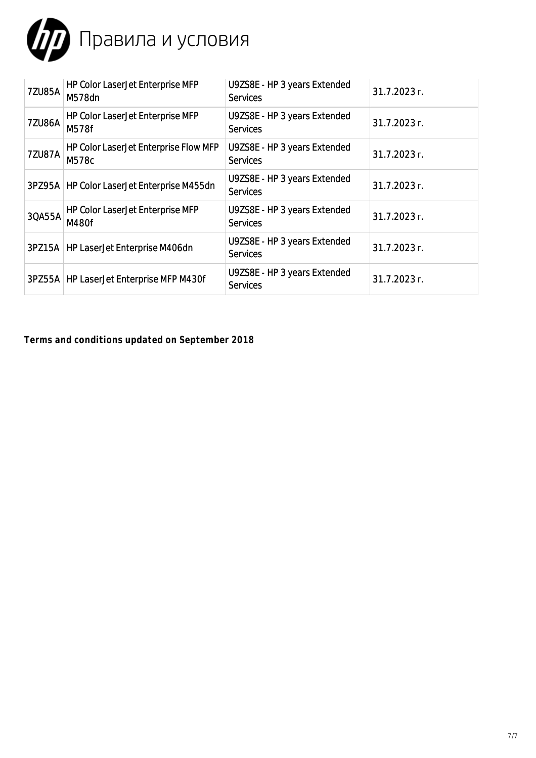# Правила и условия

| | | | |
|---|---|---|---|
| 7ZU85A | HP Color LaserJet Enterprise MFP M578dn | U9ZS8E - HP 3 years Extended Services | 31.7.2023 г. |
| 7ZU86A | HP Color LaserJet Enterprise MFP M578f | U9ZS8E - HP 3 years Extended Services | 31.7.2023 г. |
| 7ZU87A | HP Color LaserJet Enterprise Flow MFP M578c | U9ZS8E - HP 3 years Extended Services | 31.7.2023 г. |
| 3PZ95A | HP Color LaserJet Enterprise M455dn | U9ZS8E - HP 3 years Extended Services | 31.7.2023 г. |
| 3QA55A | HP Color LaserJet Enterprise MFP M480f | U9ZS8E - HP 3 years Extended Services | 31.7.2023 г. |
| 3PZ15A | HP LaserJet Enterprise M406dn | U9ZS8E - HP 3 years Extended Services | 31.7.2023 г. |
| 3PZ55A | HP LaserJet Enterprise MFP M430f | U9ZS8E - HP 3 years Extended Services | 31.7.2023 г. |

***Terms and conditions updated on September 2018***